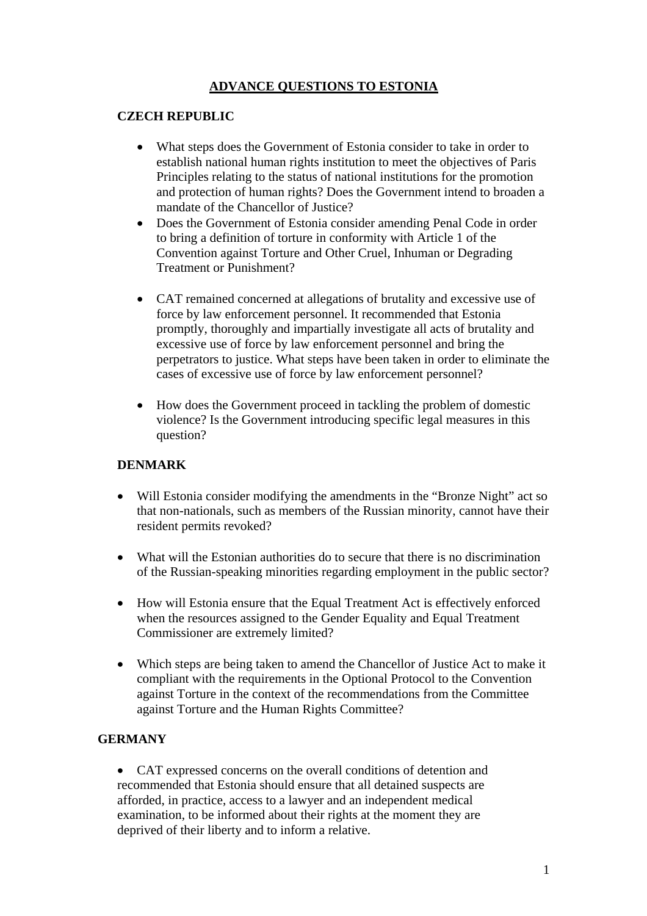# ADVANCE QUESTIONS TO ESTONIA

## CZECH REPUBLIC

- What steps does the Government of Estonia consider to take in order to establish national human rights institution to meet the objectives of Paris Principles relating to the status of national institutions for the promotion and protection of human rights? Does the Government intend to broaden a mandate of the Chancellor of Justice?
- Does the Government of Estonia consider amending Penal Code in order to bring a definition of torture in conformity with Article 1 of the Convention against Torture and Other Cruel, Inhuman or Degrading Treatment or Punishment?
- CAT remained concerned at allegations of brutality and excessive use of force by law enforcement personnel. It recommended that Estonia promptly, thoroughly and impartially investigate all acts of brutality and excessive use of force by law enforcement personnel and bring the perpetrators to justice. What steps have been taken in order to eliminate the cases of excessive use of force by law enforcement personnel?
- How does the Government proceed in tackling the problem of domestic violence? Is the Government introducing specific legal measures in this question?

## DENMARK

- Will Estonia consider modifying the amendments in the "Bronze Night" act so that non-nationals, such as members of the Russian minority, cannot have their resident permits revoked?
- What will the Estonian authorities do to secure that there is no discrimination of the Russian-speaking minorities regarding employment in the public sector?
- How will Estonia ensure that the Equal Treatment Act is effectively enforced when the resources assigned to the Gender Equality and Equal Treatment Commissioner are extremely limited?
- Which steps are being taken to amend the Chancellor of Justice Act to make it compliant with the requirements in the Optional Protocol to the Convention against Torture in the context of the recommendations from the Committee against Torture and the Human Rights Committee?

## GERMANY

- CAT expressed concerns on the overall conditions of detention and recommended that Estonia should ensure that all detained suspects are afforded, in practice, access to a lawyer and an independent medical examination, to be informed about their rights at the moment they are deprived of their liberty and to inform a relative.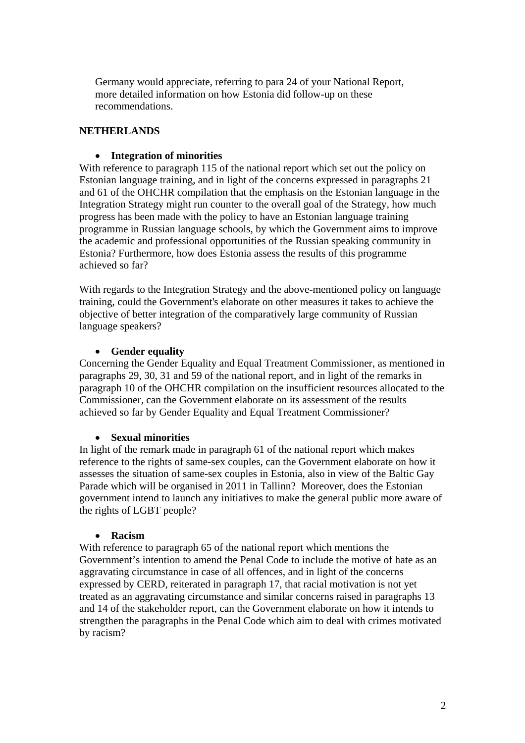Germany would appreciate, referring to para 24 of your National Report, more detailed information on how Estonia did follow-up on these recommendations.

**NETHERLANDS**

- **Integration of minorities**

With reference to paragraph 115 of the national report which set out the policy on Estonian language training, and in light of the concerns expressed in paragraphs 21 and 61 of the OHCHR compilation that the emphasis on the Estonian language in the Integration Strategy might run counter to the overall goal of the Strategy, how much progress has been made with the policy to have an Estonian language training programme in Russian language schools, by which the Government aims to improve the academic and professional opportunities of the Russian speaking community in Estonia? Furthermore, how does Estonia assess the results of this programme achieved so far?

With regards to the Integration Strategy and the above-mentioned policy on language training, could the Government's elaborate on other measures it takes to achieve the objective of better integration of the comparatively large community of Russian language speakers?

- **Gender equality**

Concerning the Gender Equality and Equal Treatment Commissioner, as mentioned in paragraphs 29, 30, 31 and 59 of the national report, and in light of the remarks in paragraph 10 of the OHCHR compilation on the insufficient resources allocated to the Commissioner, can the Government elaborate on its assessment of the results achieved so far by Gender Equality and Equal Treatment Commissioner?

- **Sexual minorities**

In light of the remark made in paragraph 61 of the national report which makes reference to the rights of same-sex couples, can the Government elaborate on how it assesses the situation of same-sex couples in Estonia, also in view of the Baltic Gay Parade which will be organised in 2011 in Tallinn? Moreover, does the Estonian government intend to launch any initiatives to make the general public more aware of the rights of LGBT people?

- **Racism**

With reference to paragraph 65 of the national report which mentions the Government's intention to amend the Penal Code to include the motive of hate as an aggravating circumstance in case of all offences, and in light of the concerns expressed by CERD, reiterated in paragraph 17, that racial motivation is not yet treated as an aggravating circumstance and similar concerns raised in paragraphs 13 and 14 of the stakeholder report, can the Government elaborate on how it intends to strengthen the paragraphs in the Penal Code which aim to deal with crimes motivated by racism?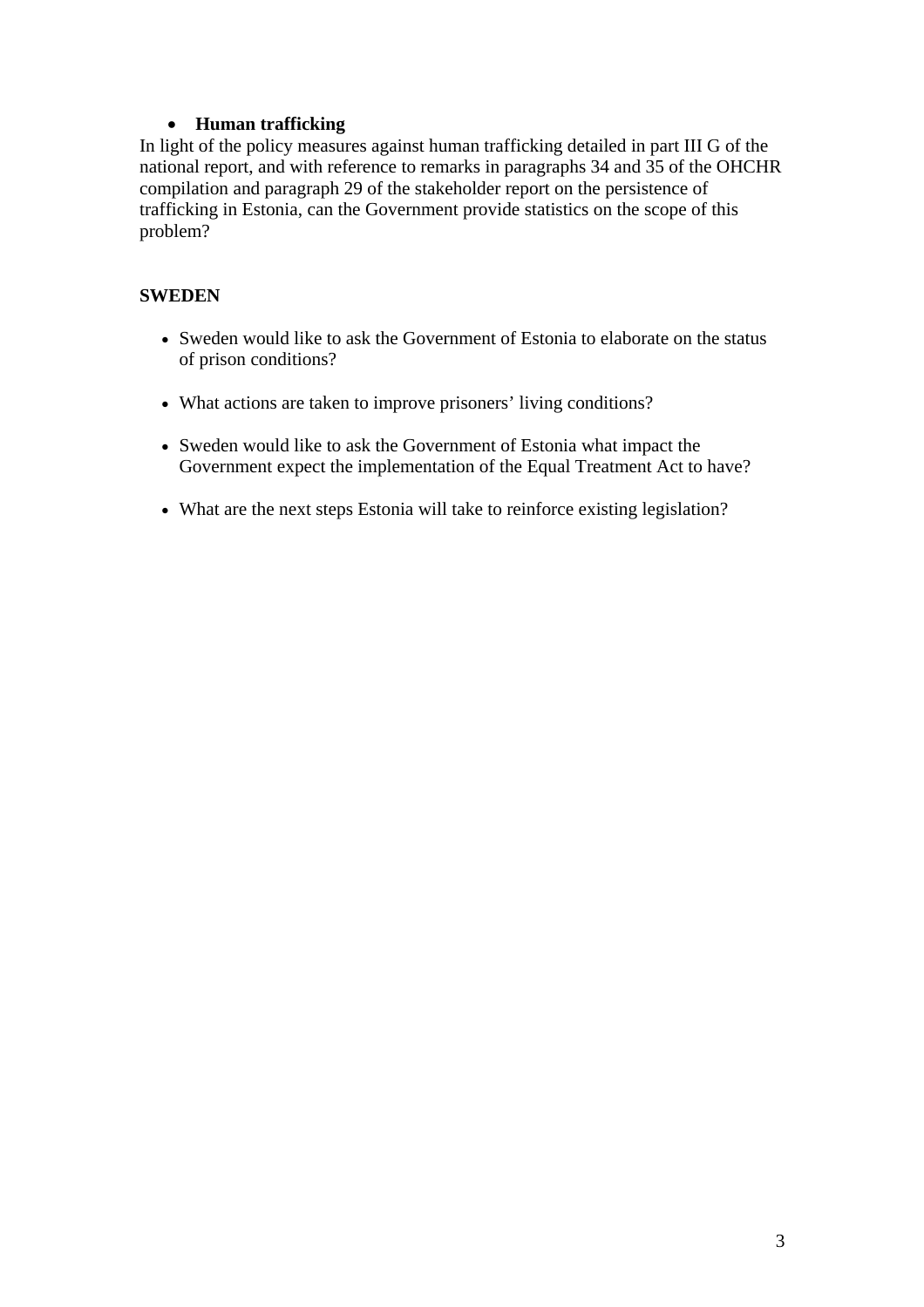- **Human trafficking**

In light of the policy measures against human trafficking detailed in part III G of the national report, and with reference to remarks in paragraphs 34 and 35 of the OHCHR compilation and paragraph 29 of the stakeholder report on the persistence of trafficking in Estonia, can the Government provide statistics on the scope of this problem?

**SWEDEN**

- Sweden would like to ask the Government of Estonia to elaborate on the status of prison conditions?
- What actions are taken to improve prisoners' living conditions?
- Sweden would like to ask the Government of Estonia what impact the Government expect the implementation of the Equal Treatment Act to have?
- What are the next steps Estonia will take to reinforce existing legislation?